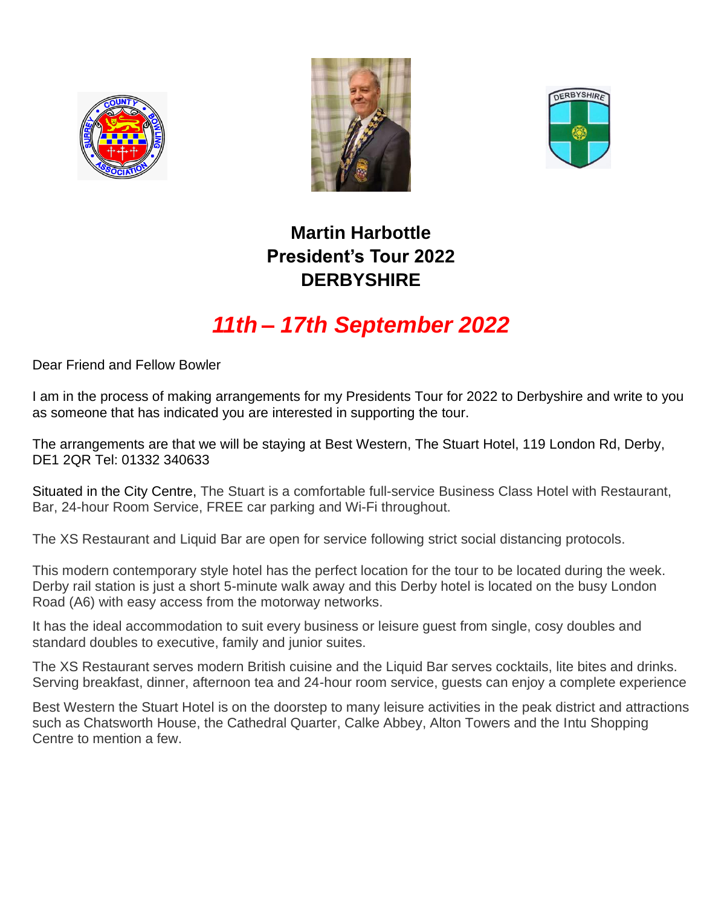# Martin Harbottle
# President's Tour 2022
# DERBYSHIRE

## *11th – 17th September 2022*

Dear Friend and Fellow Bowler

I am in the process of making arrangements for my Presidents Tour for 2022 to Derbyshire and write to you as someone that has indicated you are interested in supporting the tour.

The arrangements are that we will be staying at Best Western, The Stuart Hotel, 119 London Rd, Derby, DE1 2QR Tel: 01332 340633

Situated in the City Centre, The Stuart is a comfortable full-service Business Class Hotel with Restaurant, Bar, 24-hour Room Service, FREE car parking and Wi-Fi throughout.

The XS Restaurant and Liquid Bar are open for service following strict social distancing protocols.

This modern contemporary style hotel has the perfect location for the tour to be located during the week. Derby rail station is just a short 5-minute walk away and this Derby hotel is located on the busy London Road (A6) with easy access from the motorway networks.

It has the ideal accommodation to suit every business or leisure guest from single, cosy doubles and standard doubles to executive, family and junior suites.

The XS Restaurant serves modern British cuisine and the Liquid Bar serves cocktails, lite bites and drinks. Serving breakfast, dinner, afternoon tea and 24-hour room service, guests can enjoy a complete experience

Best Western the Stuart Hotel is on the doorstep to many leisure activities in the peak district and attractions such as Chatsworth House, the Cathedral Quarter, Calke Abbey, Alton Towers and the Intu Shopping Centre to mention a few.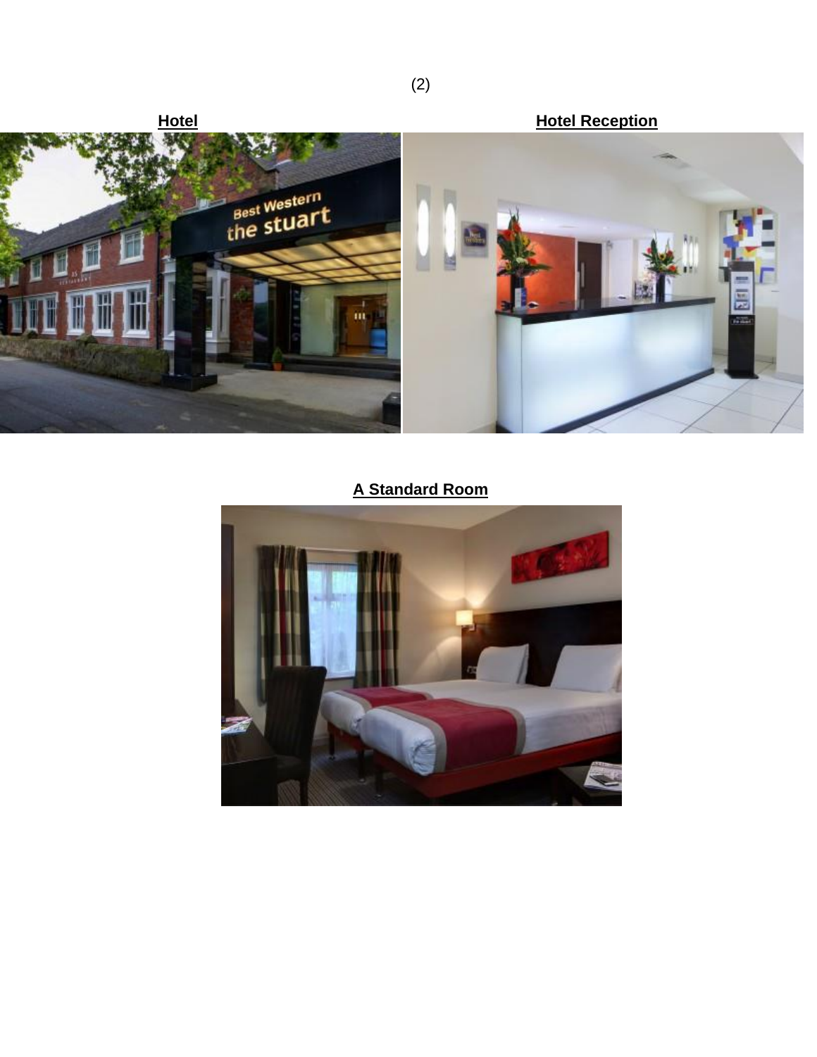(2)

**Hotel**

**Hotel Reception**

**A Standard Room**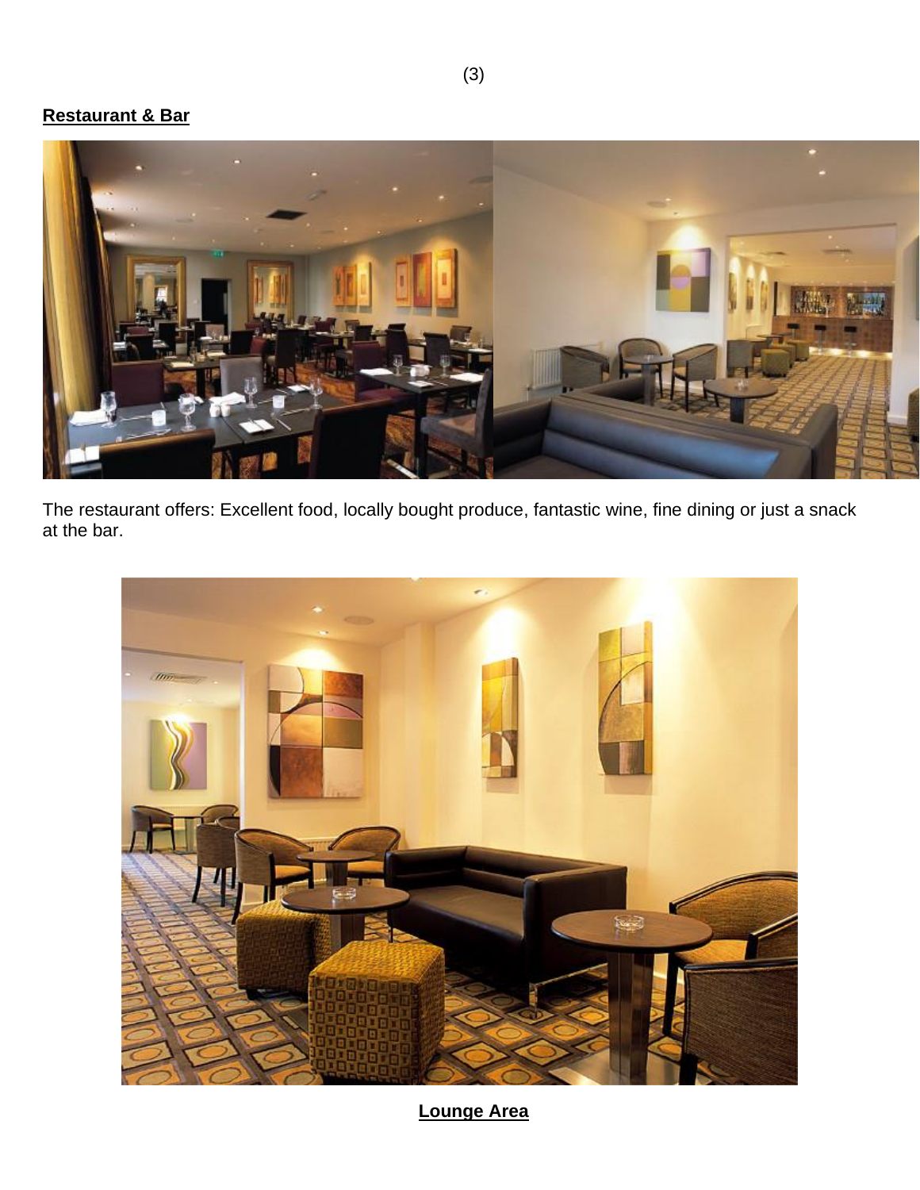**Restaurant & Bar**

The restaurant offers: Excellent food, locally bought produce, fantastic wine, fine dining or just a snack at the bar.

**Lounge Area**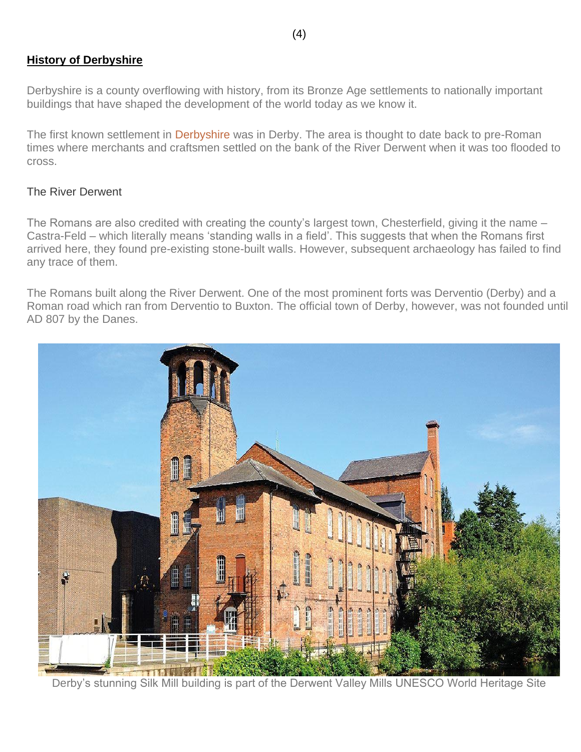## History of Derbyshire

Derbyshire is a county overflowing with history, from its Bronze Age settlements to nationally important buildings that have shaped the development of the world today as we know it.

The first known settlement in Derbyshire was in Derby. The area is thought to date back to pre-Roman times where merchants and craftsmen settled on the bank of the River Derwent when it was too flooded to cross.

The River Derwent

The Romans are also credited with creating the county's largest town, Chesterfield, giving it the name – Castra-Feld – which literally means 'standing walls in a field'. This suggests that when the Romans first arrived here, they found pre-existing stone-built walls. However, subsequent archaeology has failed to find any trace of them.

The Romans built along the River Derwent. One of the most prominent forts was Derventio (Derby) and a Roman road which ran from Derventio to Buxton. The official town of Derby, however, was not founded until AD 807 by the Danes.

Derby's stunning Silk Mill building is part of the Derwent Valley Mills UNESCO World Heritage Site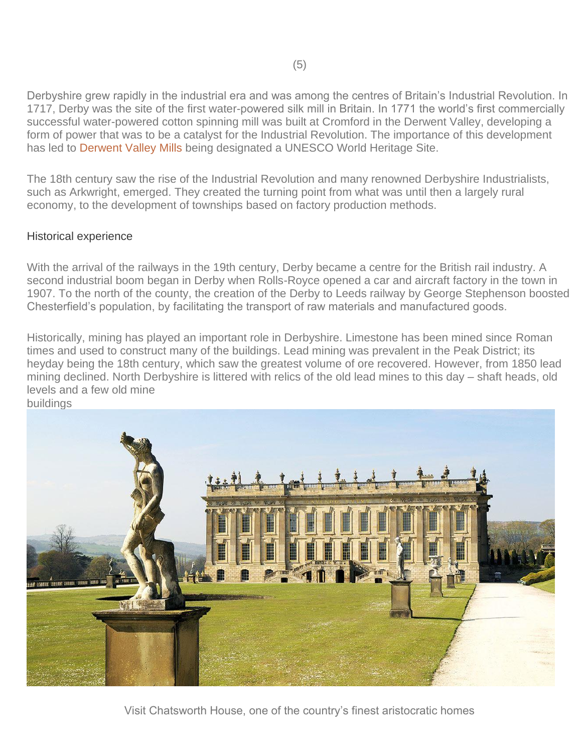Derbyshire grew rapidly in the industrial era and was among the centres of Britain's Industrial Revolution. In 1717, Derby was the site of the first water-powered silk mill in Britain. In 1771 the world's first commercially successful water-powered cotton spinning mill was built at Cromford in the Derwent Valley, developing a form of power that was to be a catalyst for the Industrial Revolution. The importance of this development has led to Derwent Valley Mills being designated a UNESCO World Heritage Site.

The 18th century saw the rise of the Industrial Revolution and many renowned Derbyshire Industrialists, such as Arkwright, emerged. They created the turning point from what was until then a largely rural economy, to the development of townships based on factory production methods.

Historical experience

With the arrival of the railways in the 19th century, Derby became a centre for the British rail industry. A second industrial boom began in Derby when Rolls-Royce opened a car and aircraft factory in the town in 1907. To the north of the county, the creation of the Derby to Leeds railway by George Stephenson boosted Chesterfield's population, by facilitating the transport of raw materials and manufactured goods.

Historically, mining has played an important role in Derbyshire. Limestone has been mined since Roman times and used to construct many of the buildings. Lead mining was prevalent in the Peak District; its heyday being the 18th century, which saw the greatest volume of ore recovered. However, from 1850 lead mining declined. North Derbyshire is littered with relics of the old lead mines to this day – shaft heads, old levels and a few old mine buildings

Visit Chatsworth House, one of the country's finest aristocratic homes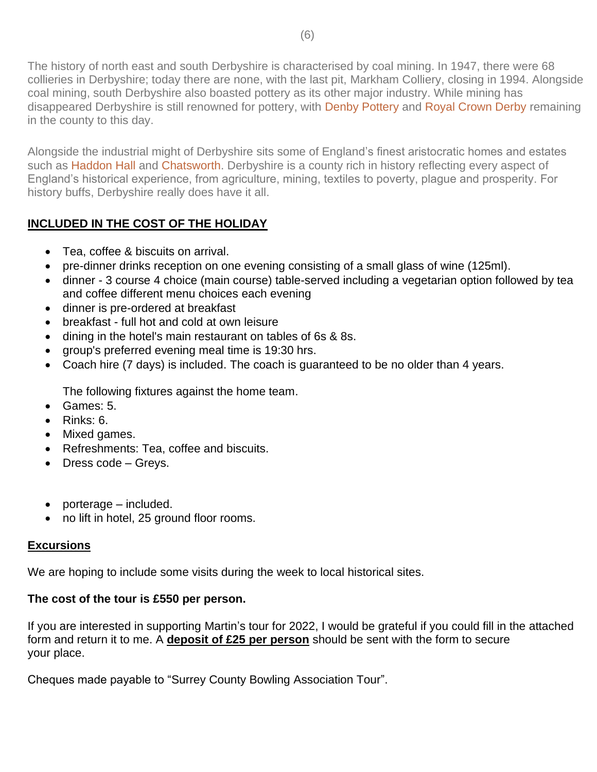The history of north east and south Derbyshire is characterised by coal mining. In 1947, there were 68 collieries in Derbyshire; today there are none, with the last pit, Markham Colliery, closing in 1994. Alongside coal mining, south Derbyshire also boasted pottery as its other major industry. While mining has disappeared Derbyshire is still renowned for pottery, with Denby Pottery and Royal Crown Derby remaining in the county to this day.

Alongside the industrial might of Derbyshire sits some of England's finest aristocratic homes and estates such as Haddon Hall and Chatsworth. Derbyshire is a county rich in history reflecting every aspect of England's historical experience, from agriculture, mining, textiles to poverty, plague and prosperity. For history buffs, Derbyshire really does have it all.

**INCLUDED IN THE COST OF THE HOLIDAY**

- Tea, coffee & biscuits on arrival.
- pre-dinner drinks reception on one evening consisting of a small glass of wine (125ml).
- dinner - 3 course 4 choice (main course) table-served including a vegetarian option followed by tea and coffee different menu choices each evening
- dinner is pre-ordered at breakfast
- breakfast - full hot and cold at own leisure
- dining in the hotel's main restaurant on tables of 6s & 8s.
- group's preferred evening meal time is 19:30 hrs.
- Coach hire (7 days) is included. The coach is guaranteed to be no older than 4 years.

  The following fixtures against the home team.
- Games: 5.
- Rinks: 6.
- Mixed games.
- Refreshments: Tea, coffee and biscuits.
- Dress code – Greys.

- porterage – included.
- no lift in hotel, 25 ground floor rooms.

**Excursions**

We are hoping to include some visits during the week to local historical sites.

**The cost of the tour is £550 per person.**

If you are interested in supporting Martin's tour for 2022, I would be grateful if you could fill in the attached form and return it to me. A **deposit of £25 per person** should be sent with the form to secure your place.

Cheques made payable to "Surrey County Bowling Association Tour".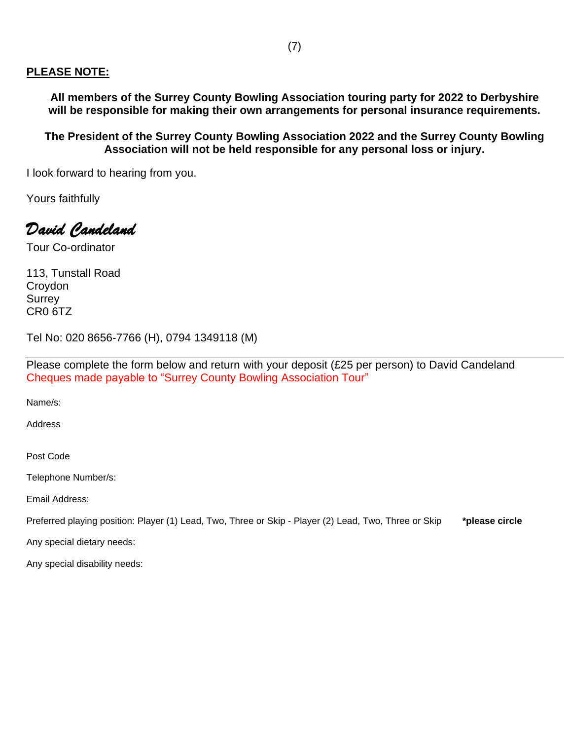**<u>PLEASE NOTE:</u>**

**All members of the Surrey County Bowling Association touring party for 2022 to Derbyshire will be responsible for making their own arrangements for personal insurance requirements.**

**The President of the Surrey County Bowling Association 2022 and the Surrey County Bowling Association will not be held responsible for any personal loss or injury.**

I look forward to hearing from you.

Yours faithfully

*David Candeland*
Tour Co-ordinator

113, Tunstall Road
Croydon
Surrey
CR0 6TZ

Tel No: 020 8656-7766 (H), 0794 1349118 (M)

---

Please complete the form below and return with your deposit (£25 per person) to David Candeland
Cheques made payable to "Surrey County Bowling Association Tour"

Name/s:

Address

Post Code

Telephone Number/s:

Email Address:

Preferred playing position: Player (1) Lead, Two, Three or Skip - Player (2) Lead, Two, Three or Skip **\*please circle**

Any special dietary needs:

Any special disability needs: